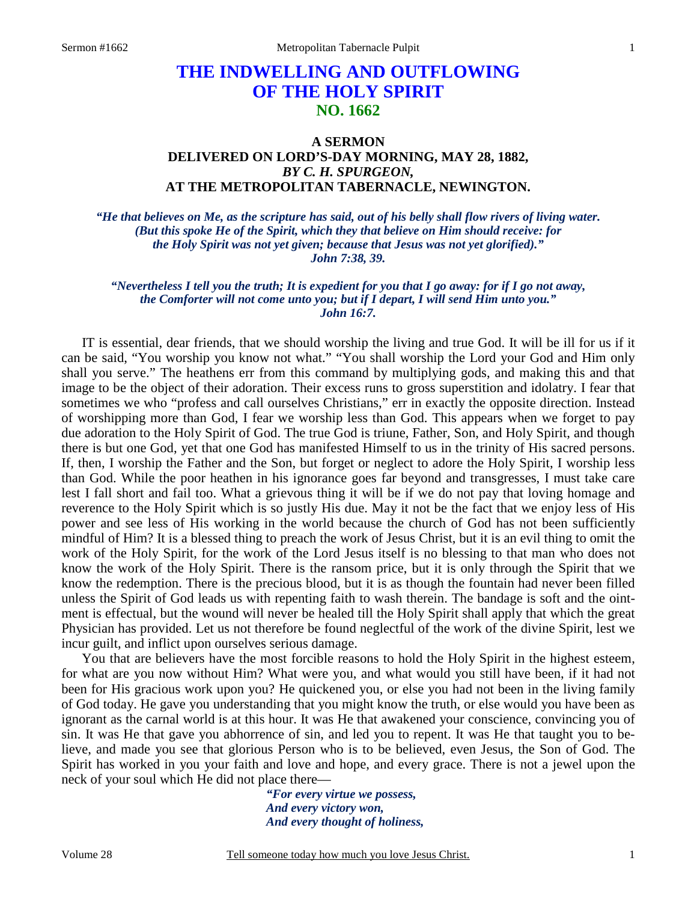# THE INDWELLING AND OUTFLOWING OF THE HOLY SPIRIT
## NO. 1662

### A SERMON
### DELIVERED ON LORD'S-DAY MORNING, MAY 28, 1882,
### *BY C. H. SPURGEON,*
### AT THE METROPOLITAN TABERNACLE, NEWINGTON.

***"He that believes on Me, as the scripture has said, out of his belly shall flow rivers of living water. (But this spoke He of the Spirit, which they that believe on Him should receive: for the Holy Spirit was not yet given; because that Jesus was not yet glorified)." John 7:38, 39.***

***"Nevertheless I tell you the truth; It is expedient for you that I go away: for if I go not away, the Comforter will not come unto you; but if I depart, I will send Him unto you." John 16:7.***

IT is essential, dear friends, that we should worship the living and true God. It will be ill for us if it can be said, "You worship you know not what." "You shall worship the Lord your God and Him only shall you serve." The heathens err from this command by multiplying gods, and making this and that image to be the object of their adoration. Their excess runs to gross superstition and idolatry. I fear that sometimes we who "profess and call ourselves Christians," err in exactly the opposite direction. Instead of worshipping more than God, I fear we worship less than God. This appears when we forget to pay due adoration to the Holy Spirit of God. The true God is triune, Father, Son, and Holy Spirit, and though there is but one God, yet that one God has manifested Himself to us in the trinity of His sacred persons. If, then, I worship the Father and the Son, but forget or neglect to adore the Holy Spirit, I worship less than God. While the poor heathen in his ignorance goes far beyond and transgresses, I must take care lest I fall short and fail too. What a grievous thing it will be if we do not pay that loving homage and reverence to the Holy Spirit which is so justly His due. May it not be the fact that we enjoy less of His power and see less of His working in the world because the church of God has not been sufficiently mindful of Him? It is a blessed thing to preach the work of Jesus Christ, but it is an evil thing to omit the work of the Holy Spirit, for the work of the Lord Jesus itself is no blessing to that man who does not know the work of the Holy Spirit. There is the ransom price, but it is only through the Spirit that we know the redemption. There is the precious blood, but it is as though the fountain had never been filled unless the Spirit of God leads us with repenting faith to wash therein. The bandage is soft and the ointment is effectual, but the wound will never be healed till the Holy Spirit shall apply that which the great Physician has provided. Let us not therefore be found neglectful of the work of the divine Spirit, lest we incur guilt, and inflict upon ourselves serious damage.

You that are believers have the most forcible reasons to hold the Holy Spirit in the highest esteem, for what are you now without Him? What were you, and what would you still have been, if it had not been for His gracious work upon you? He quickened you, or else you had not been in the living family of God today. He gave you understanding that you might know the truth, or else would you have been as ignorant as the carnal world is at this hour. It was He that awakened your conscience, convincing you of sin. It was He that gave you abhorrence of sin, and led you to repent. It was He that taught you to believe, and made you see that glorious Person who is to be believed, even Jesus, the Son of God. The Spirit has worked in you your faith and love and hope, and every grace. There is not a jewel upon the neck of your soul which He did not place there—

> *"For every virtue we possess,*
> *And every victory won,*
> *And every thought of holiness,*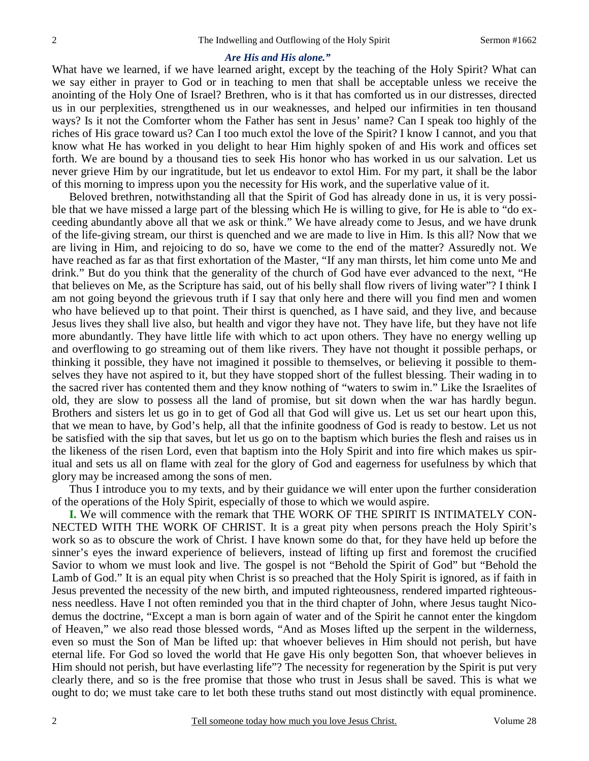***Are His and His alone."***

What have we learned, if we have learned aright, except by the teaching of the Holy Spirit? What can we say either in prayer to God or in teaching to men that shall be acceptable unless we receive the anointing of the Holy One of Israel? Brethren, who is it that has comforted us in our distresses, directed us in our perplexities, strengthened us in our weaknesses, and helped our infirmities in ten thousand ways? Is it not the Comforter whom the Father has sent in Jesus' name? Can I speak too highly of the riches of His grace toward us? Can I too much extol the love of the Spirit? I know I cannot, and you that know what He has worked in you delight to hear Him highly spoken of and His work and offices set forth. We are bound by a thousand ties to seek His honor who has worked in us our salvation. Let us never grieve Him by our ingratitude, but let us endeavor to extol Him. For my part, it shall be the labor of this morning to impress upon you the necessity for His work, and the superlative value of it.

Beloved brethren, notwithstanding all that the Spirit of God has already done in us, it is very possible that we have missed a large part of the blessing which He is willing to give, for He is able to "do exceeding abundantly above all that we ask or think." We have already come to Jesus, and we have drunk of the life-giving stream, our thirst is quenched and we are made to live in Him. Is this all? Now that we are living in Him, and rejoicing to do so, have we come to the end of the matter? Assuredly not. We have reached as far as that first exhortation of the Master, "If any man thirsts, let him come unto Me and drink." But do you think that the generality of the church of God have ever advanced to the next, "He that believes on Me, as the Scripture has said, out of his belly shall flow rivers of living water"? I think I am not going beyond the grievous truth if I say that only here and there will you find men and women who have believed up to that point. Their thirst is quenched, as I have said, and they live, and because Jesus lives they shall live also, but health and vigor they have not. They have life, but they have not life more abundantly. They have little life with which to act upon others. They have no energy welling up and overflowing to go streaming out of them like rivers. They have not thought it possible perhaps, or thinking it possible, they have not imagined it possible to themselves, or believing it possible to themselves they have not aspired to it, but they have stopped short of the fullest blessing. Their wading in to the sacred river has contented them and they know nothing of "waters to swim in." Like the Israelites of old, they are slow to possess all the land of promise, but sit down when the war has hardly begun. Brothers and sisters let us go in to get of God all that God will give us. Let us set our heart upon this, that we mean to have, by God's help, all that the infinite goodness of God is ready to bestow. Let us not be satisfied with the sip that saves, but let us go on to the baptism which buries the flesh and raises us in the likeness of the risen Lord, even that baptism into the Holy Spirit and into fire which makes us spiritual and sets us all on flame with zeal for the glory of God and eagerness for usefulness by which that glory may be increased among the sons of men.

Thus I introduce you to my texts, and by their guidance we will enter upon the further consideration of the operations of the Holy Spirit, especially of those to which we would aspire.

**I.** We will commence with the remark that THE WORK OF THE SPIRIT IS INTIMATELY CONNECTED WITH THE WORK OF CHRIST. It is a great pity when persons preach the Holy Spirit's work so as to obscure the work of Christ. I have known some do that, for they have held up before the sinner's eyes the inward experience of believers, instead of lifting up first and foremost the crucified Savior to whom we must look and live. The gospel is not "Behold the Spirit of God" but "Behold the Lamb of God." It is an equal pity when Christ is so preached that the Holy Spirit is ignored, as if faith in Jesus prevented the necessity of the new birth, and imputed righteousness, rendered imparted righteousness needless. Have I not often reminded you that in the third chapter of John, where Jesus taught Nicodemus the doctrine, "Except a man is born again of water and of the Spirit he cannot enter the kingdom of Heaven," we also read those blessed words, "And as Moses lifted up the serpent in the wilderness, even so must the Son of Man be lifted up: that whoever believes in Him should not perish, but have eternal life. For God so loved the world that He gave His only begotten Son, that whoever believes in Him should not perish, but have everlasting life"? The necessity for regeneration by the Spirit is put very clearly there, and so is the free promise that those who trust in Jesus shall be saved. This is what we ought to do; we must take care to let both these truths stand out most distinctly with equal prominence.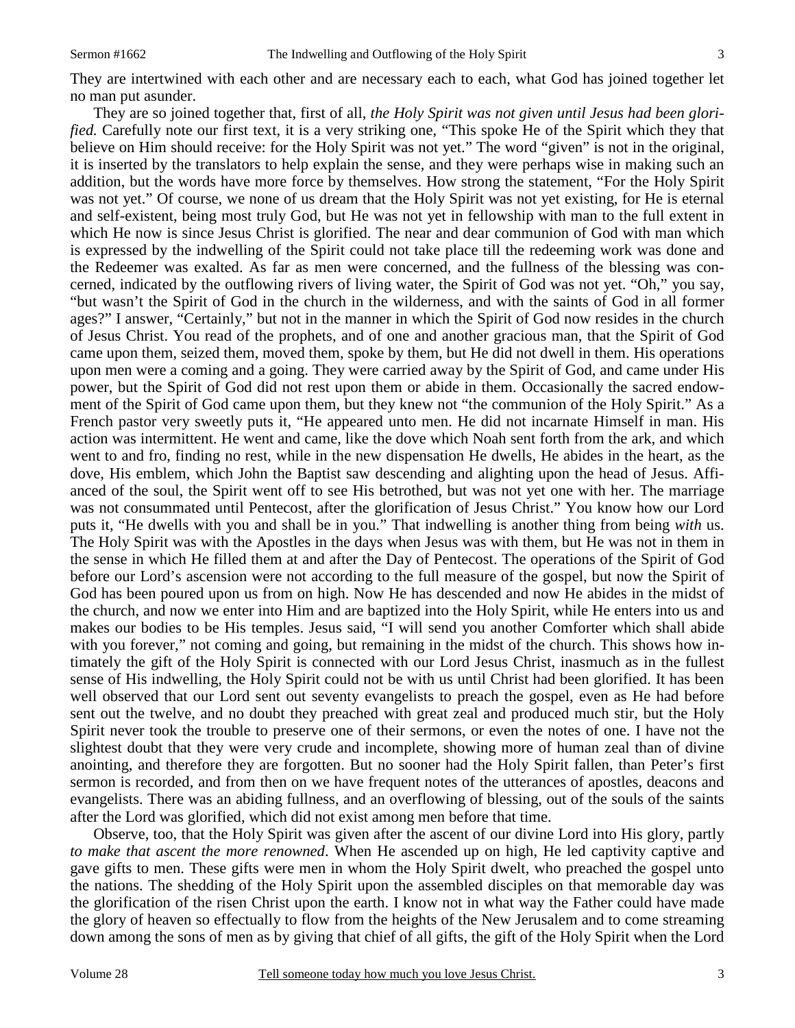They are intertwined with each other and are necessary each to each, what God has joined together let no man put asunder.

They are so joined together that, first of all, *the Holy Spirit was not given until Jesus had been glorified.* Carefully note our first text, it is a very striking one, "This spoke He of the Spirit which they that believe on Him should receive: for the Holy Spirit was not yet." The word "given" is not in the original, it is inserted by the translators to help explain the sense, and they were perhaps wise in making such an addition, but the words have more force by themselves. How strong the statement, "For the Holy Spirit was not yet." Of course, we none of us dream that the Holy Spirit was not yet existing, for He is eternal and self-existent, being most truly God, but He was not yet in fellowship with man to the full extent in which He now is since Jesus Christ is glorified. The near and dear communion of God with man which is expressed by the indwelling of the Spirit could not take place till the redeeming work was done and the Redeemer was exalted. As far as men were concerned, and the fullness of the blessing was concerned, indicated by the outflowing rivers of living water, the Spirit of God was not yet. "Oh," you say, "but wasn't the Spirit of God in the church in the wilderness, and with the saints of God in all former ages?" I answer, "Certainly," but not in the manner in which the Spirit of God now resides in the church of Jesus Christ. You read of the prophets, and of one and another gracious man, that the Spirit of God came upon them, seized them, moved them, spoke by them, but He did not dwell in them. His operations upon men were a coming and a going. They were carried away by the Spirit of God, and came under His power, but the Spirit of God did not rest upon them or abide in them. Occasionally the sacred endowment of the Spirit of God came upon them, but they knew not "the communion of the Holy Spirit." As a French pastor very sweetly puts it, "He appeared unto men. He did not incarnate Himself in man. His action was intermittent. He went and came, like the dove which Noah sent forth from the ark, and which went to and fro, finding no rest, while in the new dispensation He dwells, He abides in the heart, as the dove, His emblem, which John the Baptist saw descending and alighting upon the head of Jesus. Affianced of the soul, the Spirit went off to see His betrothed, but was not yet one with her. The marriage was not consummated until Pentecost, after the glorification of Jesus Christ." You know how our Lord puts it, "He dwells with you and shall be in you." That indwelling is another thing from being *with* us. The Holy Spirit was with the Apostles in the days when Jesus was with them, but He was not in them in the sense in which He filled them at and after the Day of Pentecost. The operations of the Spirit of God before our Lord's ascension were not according to the full measure of the gospel, but now the Spirit of God has been poured upon us from on high. Now He has descended and now He abides in the midst of the church, and now we enter into Him and are baptized into the Holy Spirit, while He enters into us and makes our bodies to be His temples. Jesus said, "I will send you another Comforter which shall abide with you forever," not coming and going, but remaining in the midst of the church. This shows how intimately the gift of the Holy Spirit is connected with our Lord Jesus Christ, inasmuch as in the fullest sense of His indwelling, the Holy Spirit could not be with us until Christ had been glorified. It has been well observed that our Lord sent out seventy evangelists to preach the gospel, even as He had before sent out the twelve, and no doubt they preached with great zeal and produced much stir, but the Holy Spirit never took the trouble to preserve one of their sermons, or even the notes of one. I have not the slightest doubt that they were very crude and incomplete, showing more of human zeal than of divine anointing, and therefore they are forgotten. But no sooner had the Holy Spirit fallen, than Peter's first sermon is recorded, and from then on we have frequent notes of the utterances of apostles, deacons and evangelists. There was an abiding fullness, and an overflowing of blessing, out of the souls of the saints after the Lord was glorified, which did not exist among men before that time.

Observe, too, that the Holy Spirit was given after the ascent of our divine Lord into His glory, partly *to make that ascent the more renowned*. When He ascended up on high, He led captivity captive and gave gifts to men. These gifts were men in whom the Holy Spirit dwelt, who preached the gospel unto the nations. The shedding of the Holy Spirit upon the assembled disciples on that memorable day was the glorification of the risen Christ upon the earth. I know not in what way the Father could have made the glory of heaven so effectually to flow from the heights of the New Jerusalem and to come streaming down among the sons of men as by giving that chief of all gifts, the gift of the Holy Spirit when the Lord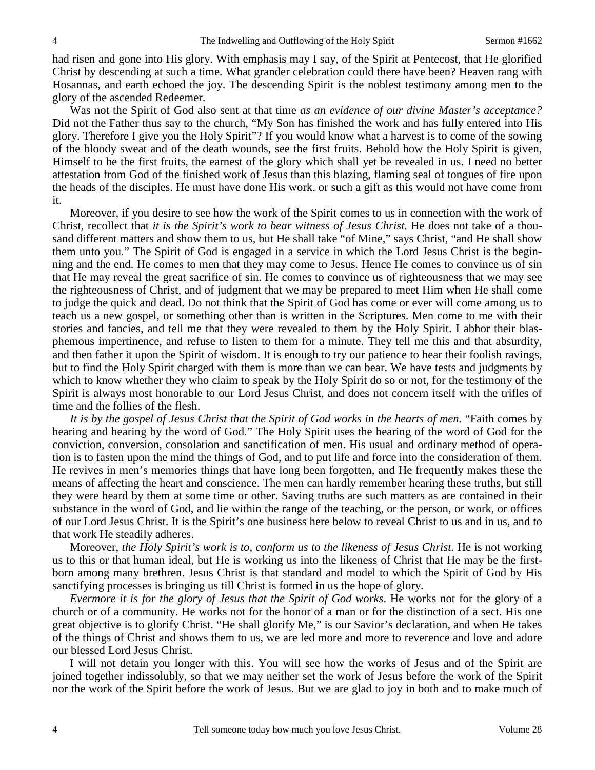had risen and gone into His glory. With emphasis may I say, of the Spirit at Pentecost, that He glorified Christ by descending at such a time. What grander celebration could there have been? Heaven rang with Hosannas, and earth echoed the joy. The descending Spirit is the noblest testimony among men to the glory of the ascended Redeemer.

Was not the Spirit of God also sent at that time *as an evidence of our divine Master's acceptance?* Did not the Father thus say to the church, "My Son has finished the work and has fully entered into His glory. Therefore I give you the Holy Spirit"? If you would know what a harvest is to come of the sowing of the bloody sweat and of the death wounds, see the first fruits. Behold how the Holy Spirit is given, Himself to be the first fruits, the earnest of the glory which shall yet be revealed in us. I need no better attestation from God of the finished work of Jesus than this blazing, flaming seal of tongues of fire upon the heads of the disciples. He must have done His work, or such a gift as this would not have come from it.

Moreover, if you desire to see how the work of the Spirit comes to us in connection with the work of Christ, recollect that *it is the Spirit's work to bear witness of Jesus Christ.* He does not take of a thousand different matters and show them to us, but He shall take "of Mine," says Christ, "and He shall show them unto you." The Spirit of God is engaged in a service in which the Lord Jesus Christ is the beginning and the end. He comes to men that they may come to Jesus. Hence He comes to convince us of sin that He may reveal the great sacrifice of sin. He comes to convince us of righteousness that we may see the righteousness of Christ, and of judgment that we may be prepared to meet Him when He shall come to judge the quick and dead. Do not think that the Spirit of God has come or ever will come among us to teach us a new gospel, or something other than is written in the Scriptures. Men come to me with their stories and fancies, and tell me that they were revealed to them by the Holy Spirit. I abhor their blasphemous impertinence, and refuse to listen to them for a minute. They tell me this and that absurdity, and then father it upon the Spirit of wisdom. It is enough to try our patience to hear their foolish ravings, but to find the Holy Spirit charged with them is more than we can bear. We have tests and judgments by which to know whether they who claim to speak by the Holy Spirit do so or not, for the testimony of the Spirit is always most honorable to our Lord Jesus Christ, and does not concern itself with the trifles of time and the follies of the flesh.

*It is by the gospel of Jesus Christ that the Spirit of God works in the hearts of men.* "Faith comes by hearing and hearing by the word of God." The Holy Spirit uses the hearing of the word of God for the conviction, conversion, consolation and sanctification of men. His usual and ordinary method of operation is to fasten upon the mind the things of God, and to put life and force into the consideration of them. He revives in men's memories things that have long been forgotten, and He frequently makes these the means of affecting the heart and conscience. The men can hardly remember hearing these truths, but still they were heard by them at some time or other. Saving truths are such matters as are contained in their substance in the word of God, and lie within the range of the teaching, or the person, or work, or offices of our Lord Jesus Christ. It is the Spirit's one business here below to reveal Christ to us and in us, and to that work He steadily adheres.

Moreover, *the Holy Spirit's work is to, conform us to the likeness of Jesus Christ.* He is not working us to this or that human ideal, but He is working us into the likeness of Christ that He may be the firstborn among many brethren. Jesus Christ is that standard and model to which the Spirit of God by His sanctifying processes is bringing us till Christ is formed in us the hope of glory.

*Evermore it is for the glory of Jesus that the Spirit of God works*. He works not for the glory of a church or of a community. He works not for the honor of a man or for the distinction of a sect. His one great objective is to glorify Christ. "He shall glorify Me," is our Savior's declaration, and when He takes of the things of Christ and shows them to us, we are led more and more to reverence and love and adore our blessed Lord Jesus Christ.

I will not detain you longer with this. You will see how the works of Jesus and of the Spirit are joined together indissolubly, so that we may neither set the work of Jesus before the work of the Spirit nor the work of the Spirit before the work of Jesus. But we are glad to joy in both and to make much of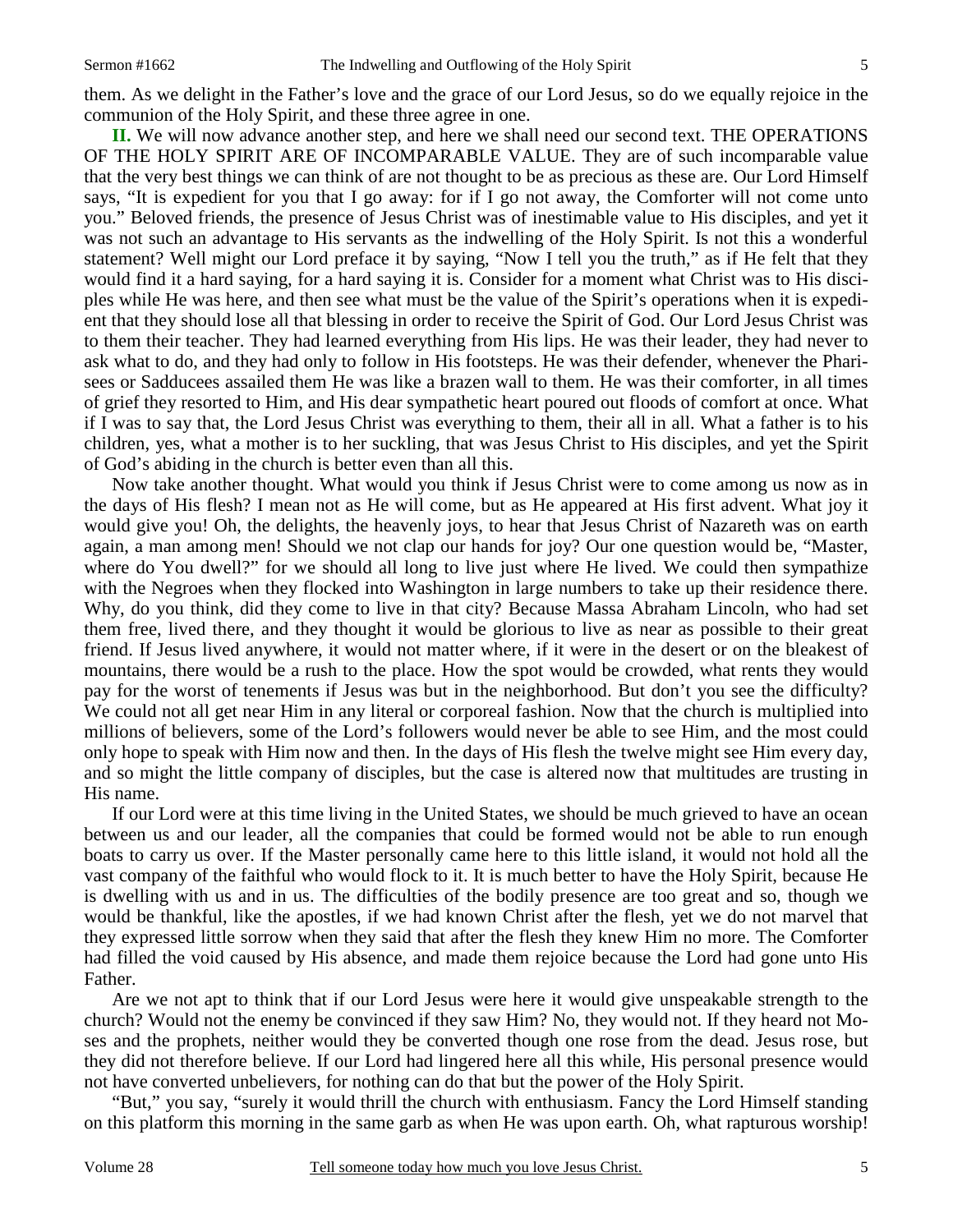them. As we delight in the Father's love and the grace of our Lord Jesus, so do we equally rejoice in the communion of the Holy Spirit, and these three agree in one.

**II.** We will now advance another step, and here we shall need our second text. THE OPERATIONS OF THE HOLY SPIRIT ARE OF INCOMPARABLE VALUE. They are of such incomparable value that the very best things we can think of are not thought to be as precious as these are. Our Lord Himself says, "It is expedient for you that I go away: for if I go not away, the Comforter will not come unto you." Beloved friends, the presence of Jesus Christ was of inestimable value to His disciples, and yet it was not such an advantage to His servants as the indwelling of the Holy Spirit. Is not this a wonderful statement? Well might our Lord preface it by saying, "Now I tell you the truth," as if He felt that they would find it a hard saying, for a hard saying it is. Consider for a moment what Christ was to His disciples while He was here, and then see what must be the value of the Spirit's operations when it is expedient that they should lose all that blessing in order to receive the Spirit of God. Our Lord Jesus Christ was to them their teacher. They had learned everything from His lips. He was their leader, they had never to ask what to do, and they had only to follow in His footsteps. He was their defender, whenever the Pharisees or Sadducees assailed them He was like a brazen wall to them. He was their comforter, in all times of grief they resorted to Him, and His dear sympathetic heart poured out floods of comfort at once. What if I was to say that, the Lord Jesus Christ was everything to them, their all in all. What a father is to his children, yes, what a mother is to her suckling, that was Jesus Christ to His disciples, and yet the Spirit of God's abiding in the church is better even than all this.

Now take another thought. What would you think if Jesus Christ were to come among us now as in the days of His flesh? I mean not as He will come, but as He appeared at His first advent. What joy it would give you! Oh, the delights, the heavenly joys, to hear that Jesus Christ of Nazareth was on earth again, a man among men! Should we not clap our hands for joy? Our one question would be, "Master, where do You dwell?" for we should all long to live just where He lived. We could then sympathize with the Negroes when they flocked into Washington in large numbers to take up their residence there. Why, do you think, did they come to live in that city? Because Massa Abraham Lincoln, who had set them free, lived there, and they thought it would be glorious to live as near as possible to their great friend. If Jesus lived anywhere, it would not matter where, if it were in the desert or on the bleakest of mountains, there would be a rush to the place. How the spot would be crowded, what rents they would pay for the worst of tenements if Jesus was but in the neighborhood. But don't you see the difficulty? We could not all get near Him in any literal or corporeal fashion. Now that the church is multiplied into millions of believers, some of the Lord's followers would never be able to see Him, and the most could only hope to speak with Him now and then. In the days of His flesh the twelve might see Him every day, and so might the little company of disciples, but the case is altered now that multitudes are trusting in His name.

If our Lord were at this time living in the United States, we should be much grieved to have an ocean between us and our leader, all the companies that could be formed would not be able to run enough boats to carry us over. If the Master personally came here to this little island, it would not hold all the vast company of the faithful who would flock to it. It is much better to have the Holy Spirit, because He is dwelling with us and in us. The difficulties of the bodily presence are too great and so, though we would be thankful, like the apostles, if we had known Christ after the flesh, yet we do not marvel that they expressed little sorrow when they said that after the flesh they knew Him no more. The Comforter had filled the void caused by His absence, and made them rejoice because the Lord had gone unto His Father.

Are we not apt to think that if our Lord Jesus were here it would give unspeakable strength to the church? Would not the enemy be convinced if they saw Him? No, they would not. If they heard not Moses and the prophets, neither would they be converted though one rose from the dead. Jesus rose, but they did not therefore believe. If our Lord had lingered here all this while, His personal presence would not have converted unbelievers, for nothing can do that but the power of the Holy Spirit.

"But," you say, "surely it would thrill the church with enthusiasm. Fancy the Lord Himself standing on this platform this morning in the same garb as when He was upon earth. Oh, what rapturous worship!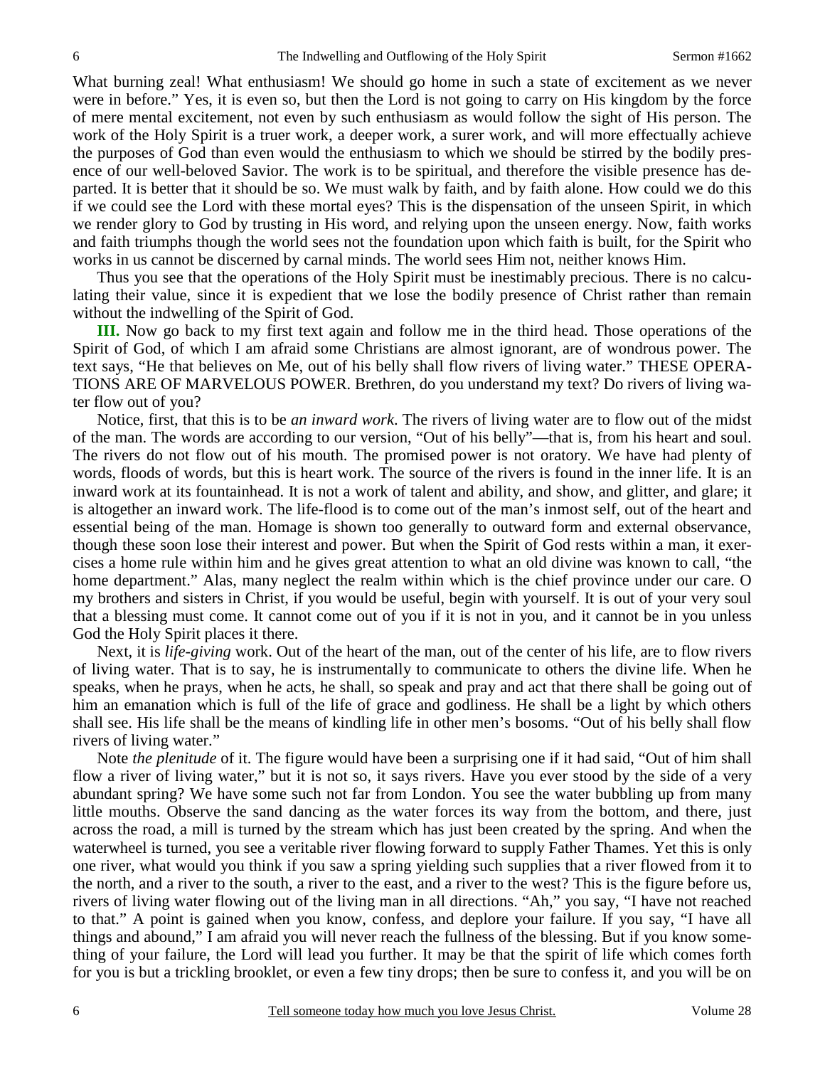What burning zeal! What enthusiasm! We should go home in such a state of excitement as we never were in before." Yes, it is even so, but then the Lord is not going to carry on His kingdom by the force of mere mental excitement, not even by such enthusiasm as would follow the sight of His person. The work of the Holy Spirit is a truer work, a deeper work, a surer work, and will more effectually achieve the purposes of God than even would the enthusiasm to which we should be stirred by the bodily presence of our well-beloved Savior. The work is to be spiritual, and therefore the visible presence has departed. It is better that it should be so. We must walk by faith, and by faith alone. How could we do this if we could see the Lord with these mortal eyes? This is the dispensation of the unseen Spirit, in which we render glory to God by trusting in His word, and relying upon the unseen energy. Now, faith works and faith triumphs though the world sees not the foundation upon which faith is built, for the Spirit who works in us cannot be discerned by carnal minds. The world sees Him not, neither knows Him.

Thus you see that the operations of the Holy Spirit must be inestimably precious. There is no calculating their value, since it is expedient that we lose the bodily presence of Christ rather than remain without the indwelling of the Spirit of God.

**III.** Now go back to my first text again and follow me in the third head. Those operations of the Spirit of God, of which I am afraid some Christians are almost ignorant, are of wondrous power. The text says, "He that believes on Me, out of his belly shall flow rivers of living water." THESE OPERATIONS ARE OF MARVELOUS POWER. Brethren, do you understand my text? Do rivers of living water flow out of you?

Notice, first, that this is to be *an inward work*. The rivers of living water are to flow out of the midst of the man. The words are according to our version, "Out of his belly"—that is, from his heart and soul. The rivers do not flow out of his mouth. The promised power is not oratory. We have had plenty of words, floods of words, but this is heart work. The source of the rivers is found in the inner life. It is an inward work at its fountainhead. It is not a work of talent and ability, and show, and glitter, and glare; it is altogether an inward work. The life-flood is to come out of the man's inmost self, out of the heart and essential being of the man. Homage is shown too generally to outward form and external observance, though these soon lose their interest and power. But when the Spirit of God rests within a man, it exercises a home rule within him and he gives great attention to what an old divine was known to call, "the home department." Alas, many neglect the realm within which is the chief province under our care. O my brothers and sisters in Christ, if you would be useful, begin with yourself. It is out of your very soul that a blessing must come. It cannot come out of you if it is not in you, and it cannot be in you unless God the Holy Spirit places it there.

Next, it is *life-giving* work. Out of the heart of the man, out of the center of his life, are to flow rivers of living water. That is to say, he is instrumentally to communicate to others the divine life. When he speaks, when he prays, when he acts, he shall, so speak and pray and act that there shall be going out of him an emanation which is full of the life of grace and godliness. He shall be a light by which others shall see. His life shall be the means of kindling life in other men's bosoms. "Out of his belly shall flow rivers of living water."

Note *the plenitude* of it. The figure would have been a surprising one if it had said, "Out of him shall flow a river of living water," but it is not so, it says rivers. Have you ever stood by the side of a very abundant spring? We have some such not far from London. You see the water bubbling up from many little mouths. Observe the sand dancing as the water forces its way from the bottom, and there, just across the road, a mill is turned by the stream which has just been created by the spring. And when the waterwheel is turned, you see a veritable river flowing forward to supply Father Thames. Yet this is only one river, what would you think if you saw a spring yielding such supplies that a river flowed from it to the north, and a river to the south, a river to the east, and a river to the west? This is the figure before us, rivers of living water flowing out of the living man in all directions. "Ah," you say, "I have not reached to that." A point is gained when you know, confess, and deplore your failure. If you say, "I have all things and abound," I am afraid you will never reach the fullness of the blessing. But if you know something of your failure, the Lord will lead you further. It may be that the spirit of life which comes forth for you is but a trickling brooklet, or even a few tiny drops; then be sure to confess it, and you will be on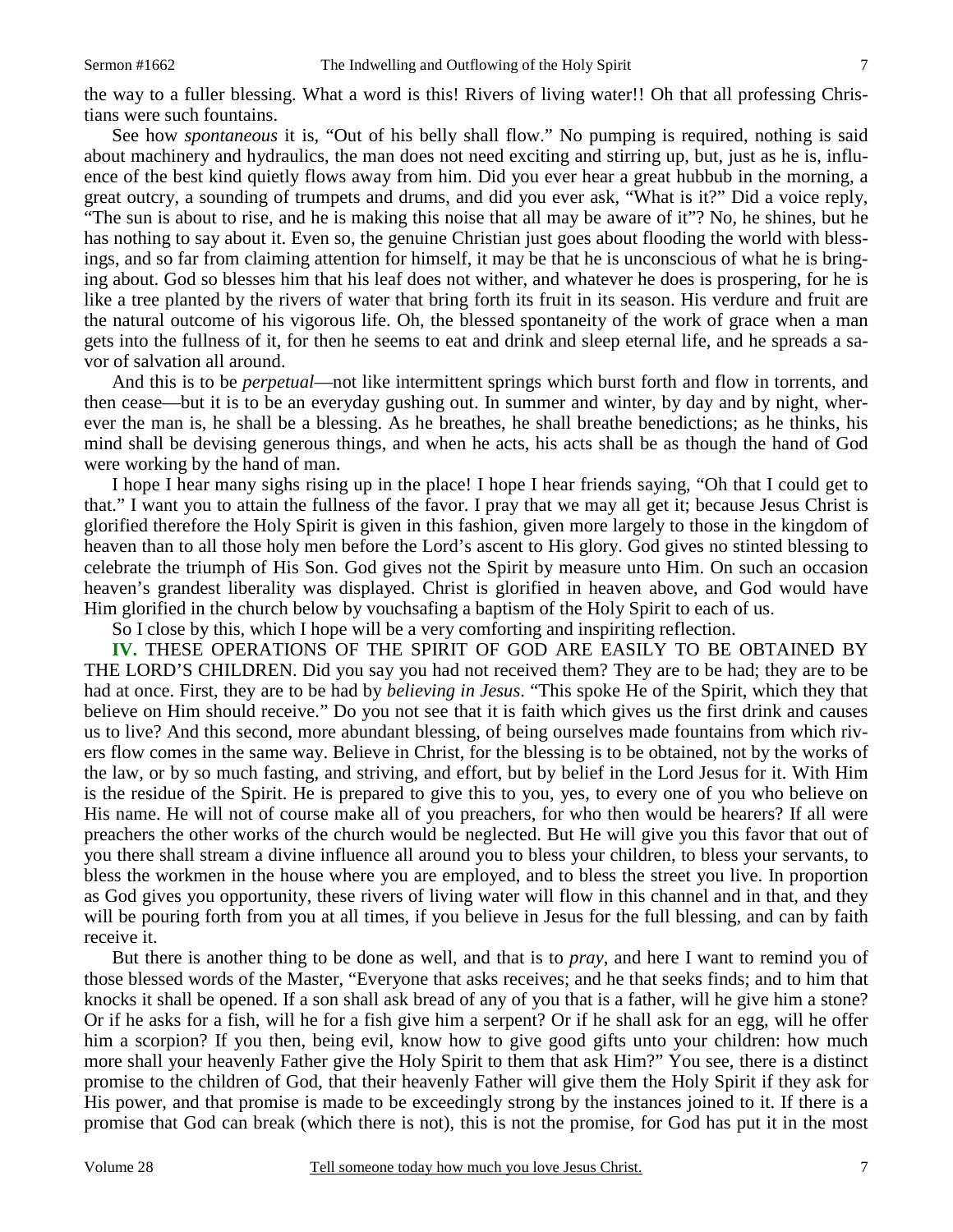the way to a fuller blessing. What a word is this! Rivers of living water!! Oh that all professing Christians were such fountains.

See how *spontaneous* it is, "Out of his belly shall flow." No pumping is required, nothing is said about machinery and hydraulics, the man does not need exciting and stirring up, but, just as he is, influence of the best kind quietly flows away from him. Did you ever hear a great hubbub in the morning, a great outcry, a sounding of trumpets and drums, and did you ever ask, "What is it?" Did a voice reply, "The sun is about to rise, and he is making this noise that all may be aware of it"? No, he shines, but he has nothing to say about it. Even so, the genuine Christian just goes about flooding the world with blessings, and so far from claiming attention for himself, it may be that he is unconscious of what he is bringing about. God so blesses him that his leaf does not wither, and whatever he does is prospering, for he is like a tree planted by the rivers of water that bring forth its fruit in its season. His verdure and fruit are the natural outcome of his vigorous life. Oh, the blessed spontaneity of the work of grace when a man gets into the fullness of it, for then he seems to eat and drink and sleep eternal life, and he spreads a savor of salvation all around.

And this is to be *perpetual*—not like intermittent springs which burst forth and flow in torrents, and then cease—but it is to be an everyday gushing out. In summer and winter, by day and by night, wherever the man is, he shall be a blessing. As he breathes, he shall breathe benedictions; as he thinks, his mind shall be devising generous things, and when he acts, his acts shall be as though the hand of God were working by the hand of man.

I hope I hear many sighs rising up in the place! I hope I hear friends saying, "Oh that I could get to that." I want you to attain the fullness of the favor. I pray that we may all get it; because Jesus Christ is glorified therefore the Holy Spirit is given in this fashion, given more largely to those in the kingdom of heaven than to all those holy men before the Lord's ascent to His glory. God gives no stinted blessing to celebrate the triumph of His Son. God gives not the Spirit by measure unto Him. On such an occasion heaven's grandest liberality was displayed. Christ is glorified in heaven above, and God would have Him glorified in the church below by vouchsafing a baptism of the Holy Spirit to each of us.

So I close by this, which I hope will be a very comforting and inspiriting reflection.

**IV.** THESE OPERATIONS OF THE SPIRIT OF GOD ARE EASILY TO BE OBTAINED BY THE LORD'S CHILDREN. Did you say you had not received them? They are to be had; they are to be had at once. First, they are to be had by *believing in Jesus*. "This spoke He of the Spirit, which they that believe on Him should receive." Do you not see that it is faith which gives us the first drink and causes us to live? And this second, more abundant blessing, of being ourselves made fountains from which rivers flow comes in the same way. Believe in Christ, for the blessing is to be obtained, not by the works of the law, or by so much fasting, and striving, and effort, but by belief in the Lord Jesus for it. With Him is the residue of the Spirit. He is prepared to give this to you, yes, to every one of you who believe on His name. He will not of course make all of you preachers, for who then would be hearers? If all were preachers the other works of the church would be neglected. But He will give you this favor that out of you there shall stream a divine influence all around you to bless your children, to bless your servants, to bless the workmen in the house where you are employed, and to bless the street you live. In proportion as God gives you opportunity, these rivers of living water will flow in this channel and in that, and they will be pouring forth from you at all times, if you believe in Jesus for the full blessing, and can by faith receive it.

But there is another thing to be done as well, and that is to *pray*, and here I want to remind you of those blessed words of the Master, "Everyone that asks receives; and he that seeks finds; and to him that knocks it shall be opened. If a son shall ask bread of any of you that is a father, will he give him a stone? Or if he asks for a fish, will he for a fish give him a serpent? Or if he shall ask for an egg, will he offer him a scorpion? If you then, being evil, know how to give good gifts unto your children: how much more shall your heavenly Father give the Holy Spirit to them that ask Him?" You see, there is a distinct promise to the children of God, that their heavenly Father will give them the Holy Spirit if they ask for His power, and that promise is made to be exceedingly strong by the instances joined to it. If there is a promise that God can break (which there is not), this is not the promise, for God has put it in the most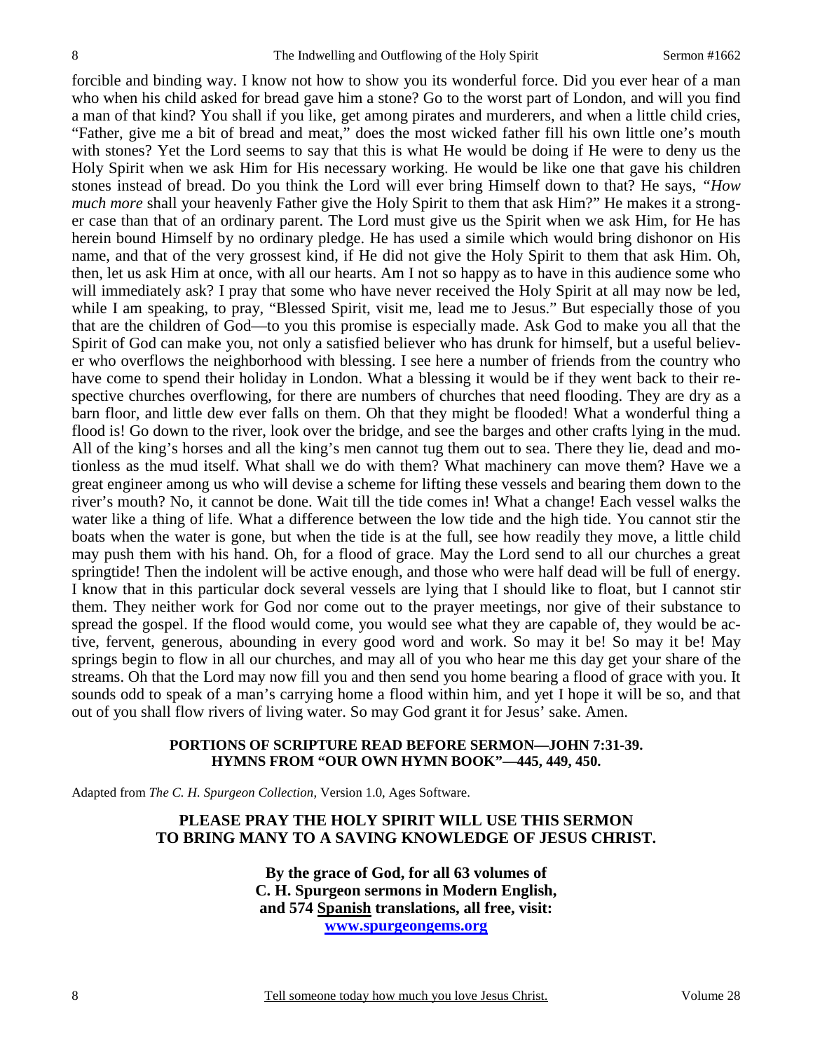forcible and binding way. I know not how to show you its wonderful force. Did you ever hear of a man who when his child asked for bread gave him a stone? Go to the worst part of London, and will you find a man of that kind? You shall if you like, get among pirates and murderers, and when a little child cries, "Father, give me a bit of bread and meat," does the most wicked father fill his own little one's mouth with stones? Yet the Lord seems to say that this is what He would be doing if He were to deny us the Holy Spirit when we ask Him for His necessary working. He would be like one that gave his children stones instead of bread. Do you think the Lord will ever bring Himself down to that? He says, *"How much more* shall your heavenly Father give the Holy Spirit to them that ask Him?" He makes it a stronger case than that of an ordinary parent. The Lord must give us the Spirit when we ask Him, for He has herein bound Himself by no ordinary pledge. He has used a simile which would bring dishonor on His name, and that of the very grossest kind, if He did not give the Holy Spirit to them that ask Him. Oh, then, let us ask Him at once, with all our hearts. Am I not so happy as to have in this audience some who will immediately ask? I pray that some who have never received the Holy Spirit at all may now be led, while I am speaking, to pray, "Blessed Spirit, visit me, lead me to Jesus." But especially those of you that are the children of God—to you this promise is especially made. Ask God to make you all that the Spirit of God can make you, not only a satisfied believer who has drunk for himself, but a useful believer who overflows the neighborhood with blessing. I see here a number of friends from the country who have come to spend their holiday in London. What a blessing it would be if they went back to their respective churches overflowing, for there are numbers of churches that need flooding. They are dry as a barn floor, and little dew ever falls on them. Oh that they might be flooded! What a wonderful thing a flood is! Go down to the river, look over the bridge, and see the barges and other crafts lying in the mud. All of the king's horses and all the king's men cannot tug them out to sea. There they lie, dead and motionless as the mud itself. What shall we do with them? What machinery can move them? Have we a great engineer among us who will devise a scheme for lifting these vessels and bearing them down to the river's mouth? No, it cannot be done. Wait till the tide comes in! What a change! Each vessel walks the water like a thing of life. What a difference between the low tide and the high tide. You cannot stir the boats when the water is gone, but when the tide is at the full, see how readily they move, a little child may push them with his hand. Oh, for a flood of grace. May the Lord send to all our churches a great springtide! Then the indolent will be active enough, and those who were half dead will be full of energy. I know that in this particular dock several vessels are lying that I should like to float, but I cannot stir them. They neither work for God nor come out to the prayer meetings, nor give of their substance to spread the gospel. If the flood would come, you would see what they are capable of, they would be active, fervent, generous, abounding in every good word and work. So may it be! So may it be! May springs begin to flow in all our churches, and may all of you who hear me this day get your share of the streams. Oh that the Lord may now fill you and then send you home bearing a flood of grace with you. It sounds odd to speak of a man's carrying home a flood within him, and yet I hope it will be so, and that out of you shall flow rivers of living water. So may God grant it for Jesus' sake. Amen.

**PORTIONS OF SCRIPTURE READ BEFORE SERMON—JOHN 7:31-39.**
**HYMNS FROM "OUR OWN HYMN BOOK"—445, 449, 450.**

Adapted from *The C. H. Spurgeon Collection*, Version 1.0, Ages Software.

**PLEASE PRAY THE HOLY SPIRIT WILL USE THIS SERMON TO BRING MANY TO A SAVING KNOWLEDGE OF JESUS CHRIST.**

**By the grace of God, for all 63 volumes of C. H. Spurgeon sermons in Modern English, and 574 Spanish translations, all free, visit: www.spurgeongems.org**

Tell someone today how much you love Jesus Christ.